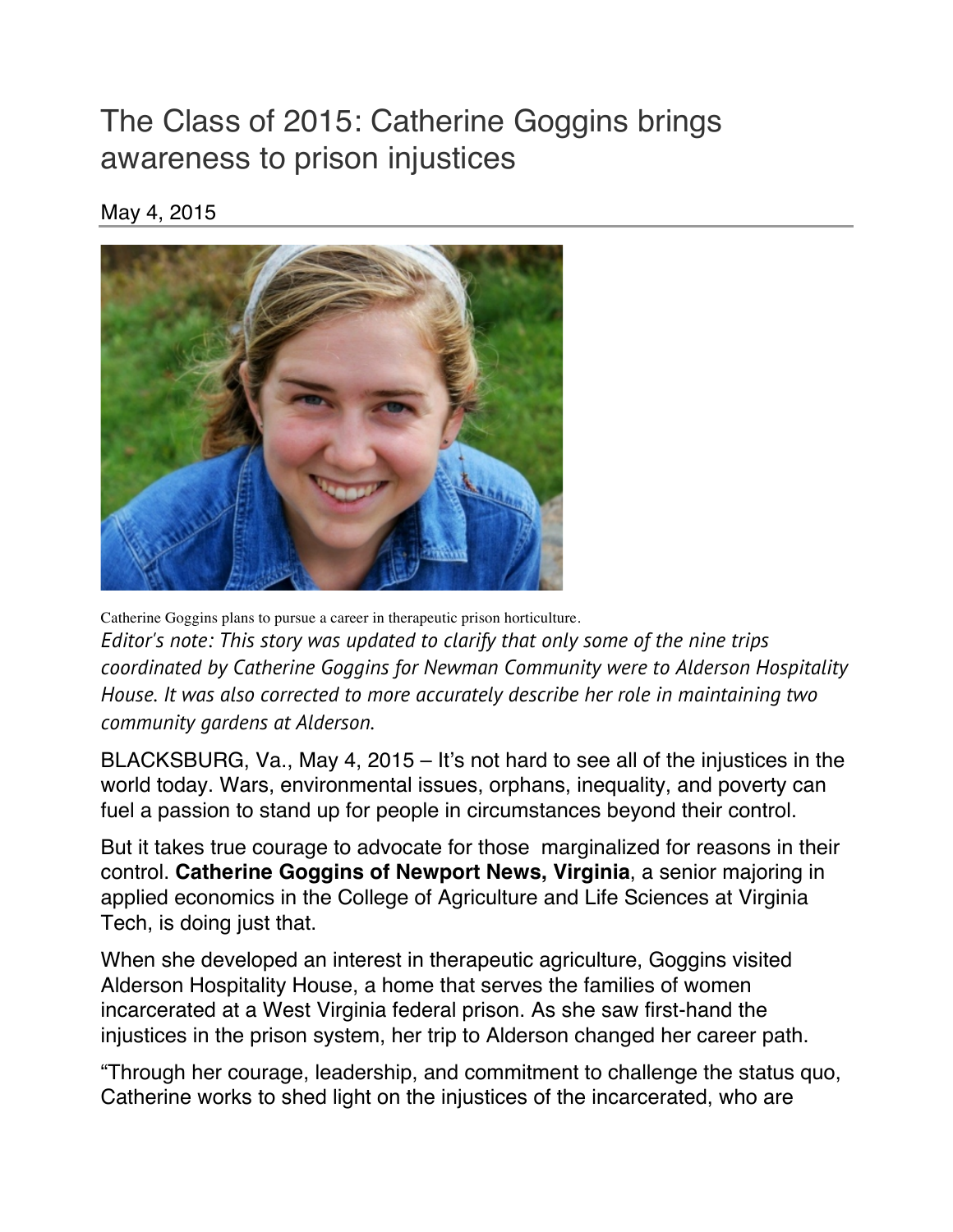# The Class of 2015: Catherine Goggins brings awareness to prison injustices

May 4, 2015

Catherine Goggins plans to pursue a career in therapeutic prison horticulture.

*Editor's note: This story was updated to clarify that only some of the nine trips coordinated by Catherine Goggins for Newman Community were to Alderson Hospitality House. It was also corrected to more accurately describe her role in maintaining two community gardens at Alderson.*

BLACKSBURG, Va., May 4, 2015 – It's not hard to see all of the injustices in the world today. Wars, environmental issues, orphans, inequality, and poverty can fuel a passion to stand up for people in circumstances beyond their control.

But it takes true courage to advocate for those marginalized for reasons in their control. **Catherine Goggins of Newport News, Virginia**, a senior majoring in applied economics in the College of Agriculture and Life Sciences at Virginia Tech, is doing just that.

When she developed an interest in therapeutic agriculture, Goggins visited Alderson Hospitality House, a home that serves the families of women incarcerated at a West Virginia federal prison. As she saw first-hand the injustices in the prison system, her trip to Alderson changed her career path.

"Through her courage, leadership, and commitment to challenge the status quo, Catherine works to shed light on the injustices of the incarcerated, who are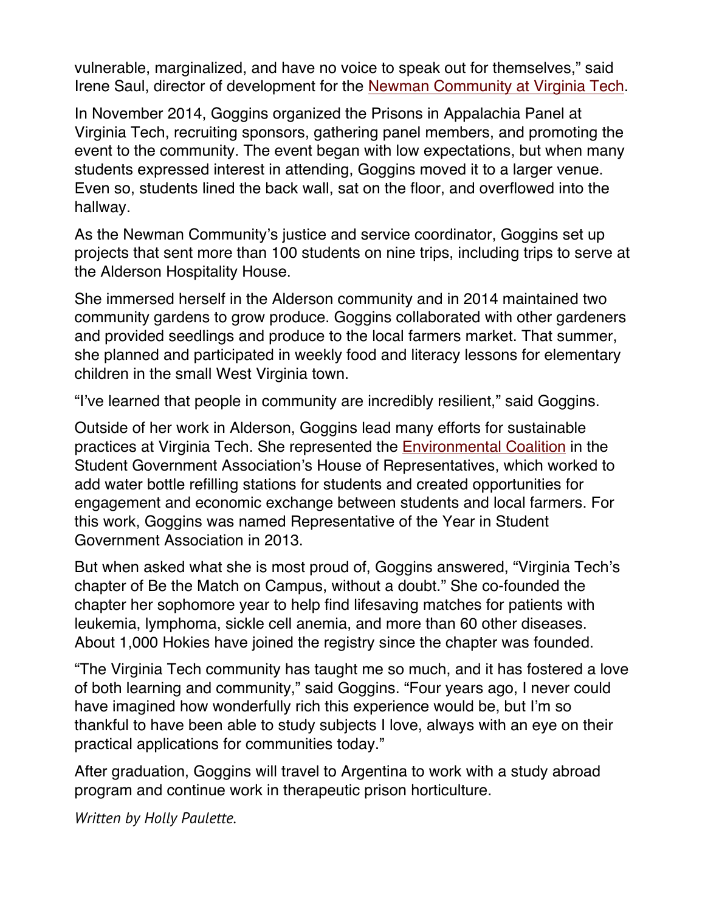vulnerable, marginalized, and have no voice to speak out for themselves," said Irene Saul, director of development for the Newman Community at Virginia Tech.

In November 2014, Goggins organized the Prisons in Appalachia Panel at Virginia Tech, recruiting sponsors, gathering panel members, and promoting the event to the community. The event began with low expectations, but when many students expressed interest in attending, Goggins moved it to a larger venue. Even so, students lined the back wall, sat on the floor, and overflowed into the hallway.

As the Newman Community's justice and service coordinator, Goggins set up projects that sent more than 100 students on nine trips, including trips to serve at the Alderson Hospitality House.

She immersed herself in the Alderson community and in 2014 maintained two community gardens to grow produce. Goggins collaborated with other gardeners and provided seedlings and produce to the local farmers market. That summer, she planned and participated in weekly food and literacy lessons for elementary children in the small West Virginia town.

"I've learned that people in community are incredibly resilient," said Goggins.

Outside of her work in Alderson, Goggins lead many efforts for sustainable practices at Virginia Tech. She represented the Environmental Coalition in the Student Government Association's House of Representatives, which worked to add water bottle refilling stations for students and created opportunities for engagement and economic exchange between students and local farmers. For this work, Goggins was named Representative of the Year in Student Government Association in 2013.

But when asked what she is most proud of, Goggins answered, "Virginia Tech's chapter of Be the Match on Campus, without a doubt." She co-founded the chapter her sophomore year to help find lifesaving matches for patients with leukemia, lymphoma, sickle cell anemia, and more than 60 other diseases. About 1,000 Hokies have joined the registry since the chapter was founded.

"The Virginia Tech community has taught me so much, and it has fostered a love of both learning and community," said Goggins. "Four years ago, I never could have imagined how wonderfully rich this experience would be, but I'm so thankful to have been able to study subjects I love, always with an eye on their practical applications for communities today."

After graduation, Goggins will travel to Argentina to work with a study abroad program and continue work in therapeutic prison horticulture.

*Written by Holly Paulette.*